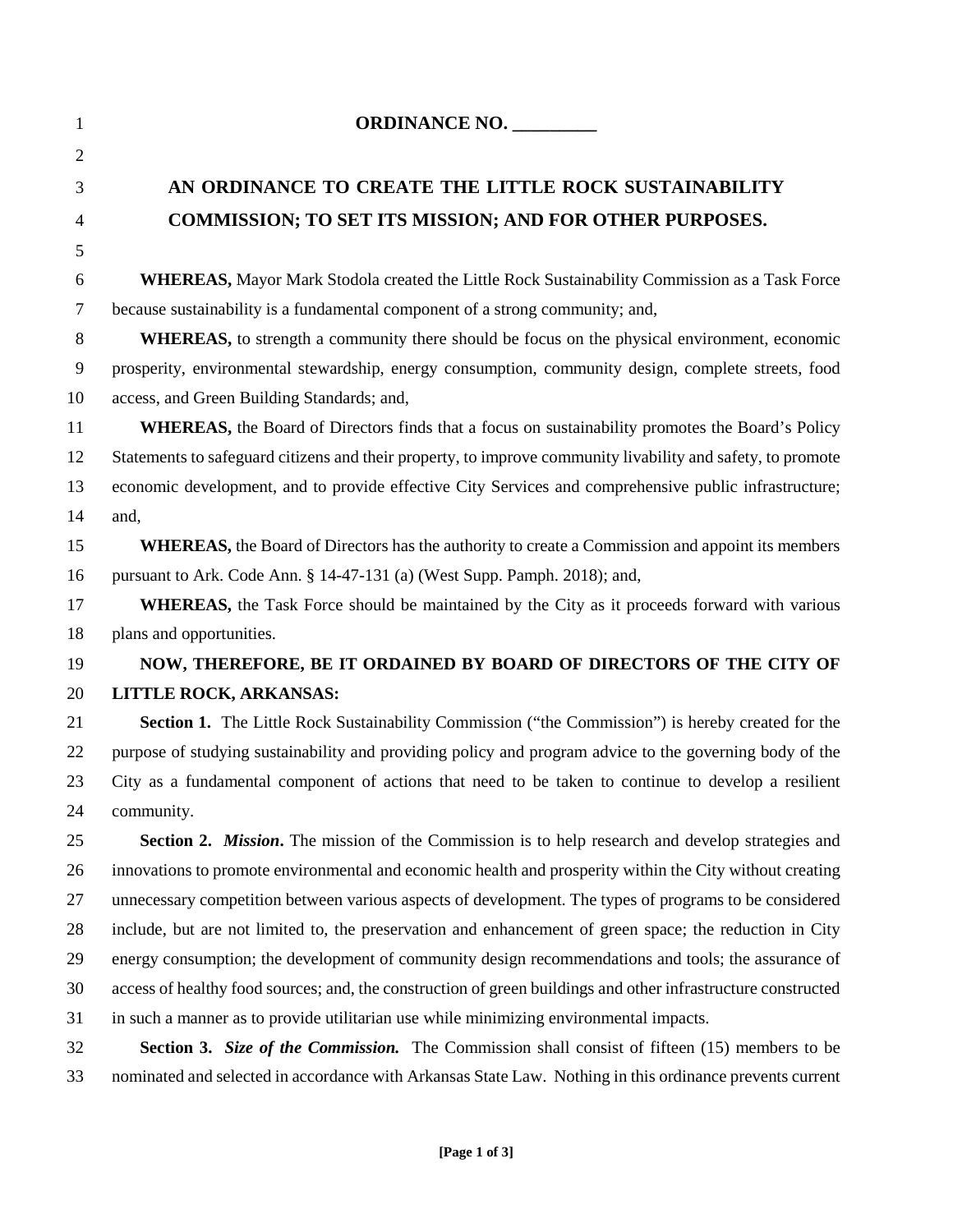**ORDINANCE NO. _________**

# AN ORDINANCE TO CREATE THE LITTLE ROCK SUSTAINABILITY COMMISSION; TO SET ITS MISSION; AND FOR OTHER PURPOSES.

**WHEREAS,** Mayor Mark Stodola created the Little Rock Sustainability Commission as a Task Force because sustainability is a fundamental component of a strong community; and,

**WHEREAS,** to strength a community there should be focus on the physical environment, economic prosperity, environmental stewardship, energy consumption, community design, complete streets, food access, and Green Building Standards; and,

**WHEREAS,** the Board of Directors finds that a focus on sustainability promotes the Board's Policy Statements to safeguard citizens and their property, to improve community livability and safety, to promote economic development, and to provide effective City Services and comprehensive public infrastructure; and,

**WHEREAS,** the Board of Directors has the authority to create a Commission and appoint its members pursuant to Ark. Code Ann. § 14-47-131 (a) (West Supp. Pamph. 2018); and,

**WHEREAS,** the Task Force should be maintained by the City as it proceeds forward with various plans and opportunities.

**NOW, THEREFORE, BE IT ORDAINED BY BOARD OF DIRECTORS OF THE CITY OF LITTLE ROCK, ARKANSAS:**

**Section 1.** The Little Rock Sustainability Commission ("the Commission") is hereby created for the purpose of studying sustainability and providing policy and program advice to the governing body of the City as a fundamental component of actions that need to be taken to continue to develop a resilient community.

**Section 2.** ***Mission*.** The mission of the Commission is to help research and develop strategies and innovations to promote environmental and economic health and prosperity within the City without creating unnecessary competition between various aspects of development. The types of programs to be considered include, but are not limited to, the preservation and enhancement of green space; the reduction in City energy consumption; the development of community design recommendations and tools; the assurance of access of healthy food sources; and, the construction of green buildings and other infrastructure constructed in such a manner as to provide utilitarian use while minimizing environmental impacts.

**Section 3.** ***Size of the Commission.*** The Commission shall consist of fifteen (15) members to be nominated and selected in accordance with Arkansas State Law. Nothing in this ordinance prevents current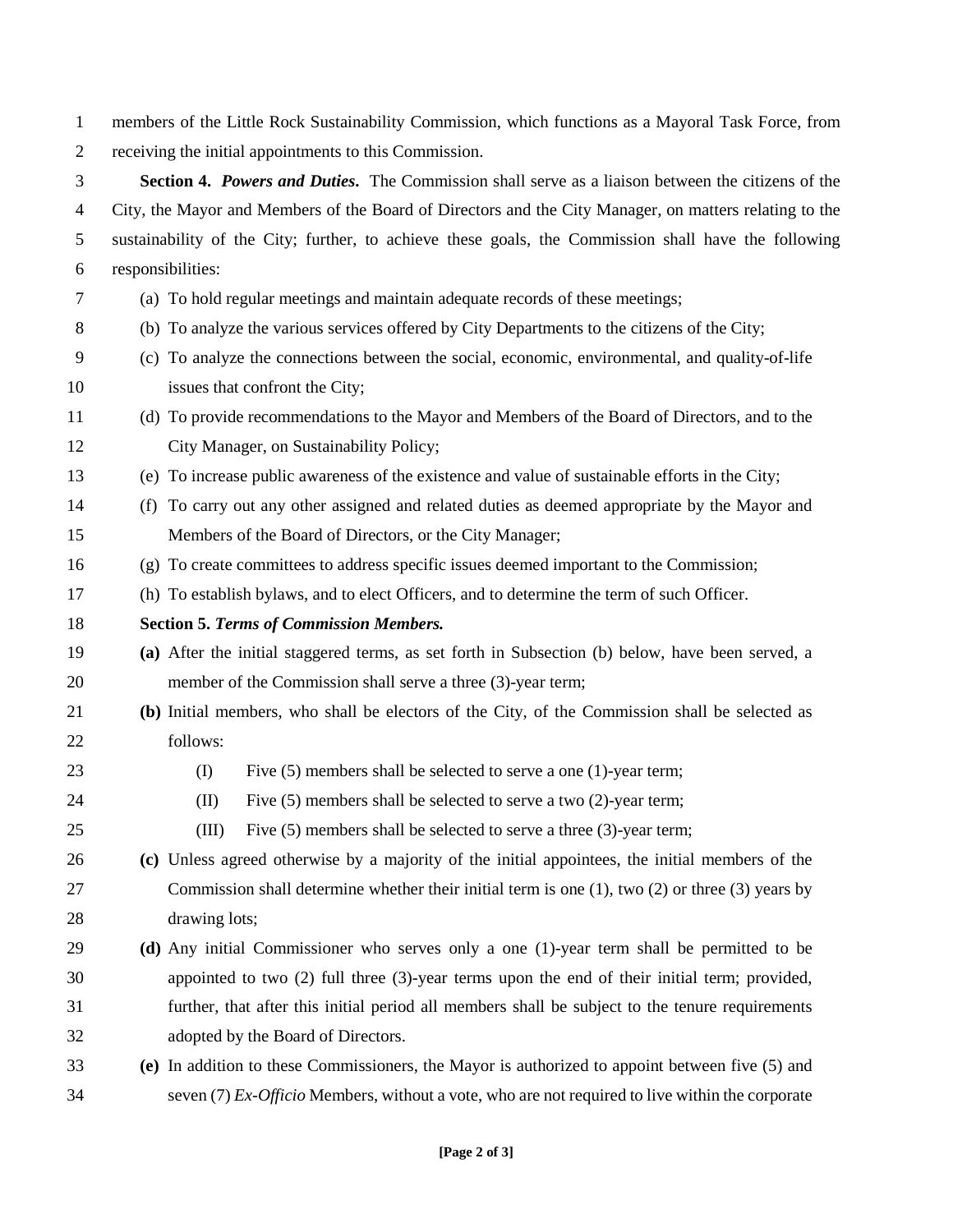members of the Little Rock Sustainability Commission, which functions as a Mayoral Task Force, from receiving the initial appointments to this Commission.

**Section 4.** ***Powers and Duties*****.** The Commission shall serve as a liaison between the citizens of the City, the Mayor and Members of the Board of Directors and the City Manager, on matters relating to the sustainability of the City; further, to achieve these goals, the Commission shall have the following responsibilities:

(a) To hold regular meetings and maintain adequate records of these meetings;

(b) To analyze the various services offered by City Departments to the citizens of the City;

(c) To analyze the connections between the social, economic, environmental, and quality-of-life issues that confront the City;

(d) To provide recommendations to the Mayor and Members of the Board of Directors, and to the City Manager, on Sustainability Policy;

(e) To increase public awareness of the existence and value of sustainable efforts in the City;

(f) To carry out any other assigned and related duties as deemed appropriate by the Mayor and Members of the Board of Directors, or the City Manager;

(g) To create committees to address specific issues deemed important to the Commission;

(h) To establish bylaws, and to elect Officers, and to determine the term of such Officer.

**Section 5.** ***Terms of Commission Members.***

**(a)** After the initial staggered terms, as set forth in Subsection (b) below, have been served, a member of the Commission shall serve a three (3)-year term;

**(b)** Initial members, who shall be electors of the City, of the Commission shall be selected as follows:

(I) Five (5) members shall be selected to serve a one (1)-year term;

(II) Five (5) members shall be selected to serve a two (2)-year term;

(III) Five (5) members shall be selected to serve a three (3)-year term;

**(c)** Unless agreed otherwise by a majority of the initial appointees, the initial members of the Commission shall determine whether their initial term is one (1), two (2) or three (3) years by drawing lots;

**(d)** Any initial Commissioner who serves only a one (1)-year term shall be permitted to be appointed to two (2) full three (3)-year terms upon the end of their initial term; provided, further, that after this initial period all members shall be subject to the tenure requirements adopted by the Board of Directors.

**(e)** In addition to these Commissioners, the Mayor is authorized to appoint between five (5) and seven (7) *Ex-Officio* Members, without a vote, who are not required to live within the corporate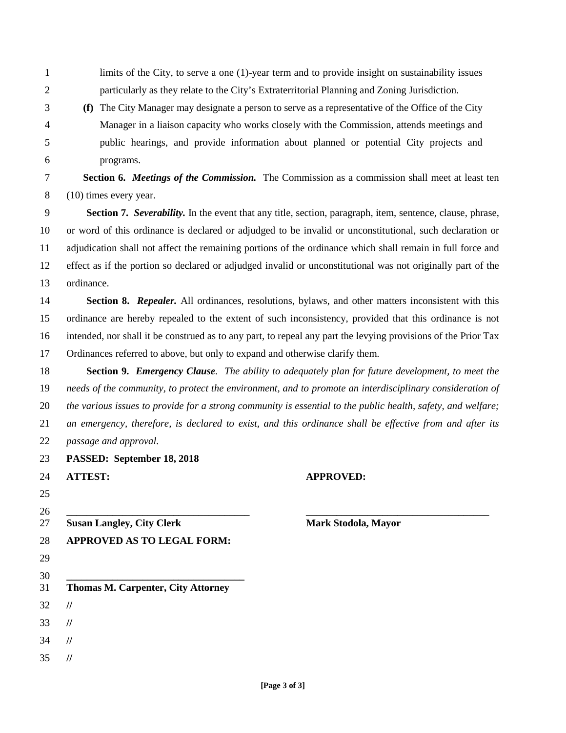limits of the City, to serve a one (1)-year term and to provide insight on sustainability issues particularly as they relate to the City's Extraterritorial Planning and Zoning Jurisdiction.

**(f)** The City Manager may designate a person to serve as a representative of the Office of the City Manager in a liaison capacity who works closely with the Commission, attends meetings and public hearings, and provide information about planned or potential City projects and programs.

**Section 6.** ***Meetings of the Commission.*** The Commission as a commission shall meet at least ten (10) times every year.

**Section 7.** ***Severability.*** In the event that any title, section, paragraph, item, sentence, clause, phrase, or word of this ordinance is declared or adjudged to be invalid or unconstitutional, such declaration or adjudication shall not affect the remaining portions of the ordinance which shall remain in full force and effect as if the portion so declared or adjudged invalid or unconstitutional was not originally part of the ordinance.

**Section 8.** ***Repealer.*** All ordinances, resolutions, bylaws, and other matters inconsistent with this ordinance are hereby repealed to the extent of such inconsistency, provided that this ordinance is not intended, nor shall it be construed as to any part, to repeal any part the levying provisions of the Prior Tax Ordinances referred to above, but only to expand and otherwise clarify them.

**Section 9.** ***Emergency Clause****. The ability to adequately plan for future development, to meet the needs of the community, to protect the environment, and to promote an interdisciplinary consideration of the various issues to provide for a strong community is essential to the public health, safety, and welfare; an emergency, therefore, is declared to exist, and this ordinance shall be effective from and after its passage and approval.*

**PASSED: September 18, 2018**

**ATTEST:** **APPROVED:**

\_\_\_\_\_\_\_\_\_\_\_\_\_\_\_\_\_\_\_\_\_\_\_\_\_\_\_\_\_\_\_\_\_\_\_\_ \_\_\_\_\_\_\_\_\_\_\_\_\_\_\_\_\_\_\_\_\_\_\_\_\_\_\_\_\_\_\_\_\_\_\_\_

**Susan Langley, City Clerk** **Mark Stodola, Mayor**

**APPROVED AS TO LEGAL FORM:**

\_\_\_\_\_\_\_\_\_\_\_\_\_\_\_\_\_\_\_\_\_\_\_\_\_\_\_\_\_\_\_\_\_\_\_\_

**Thomas M. Carpenter, City Attorney**

//

//

//

//